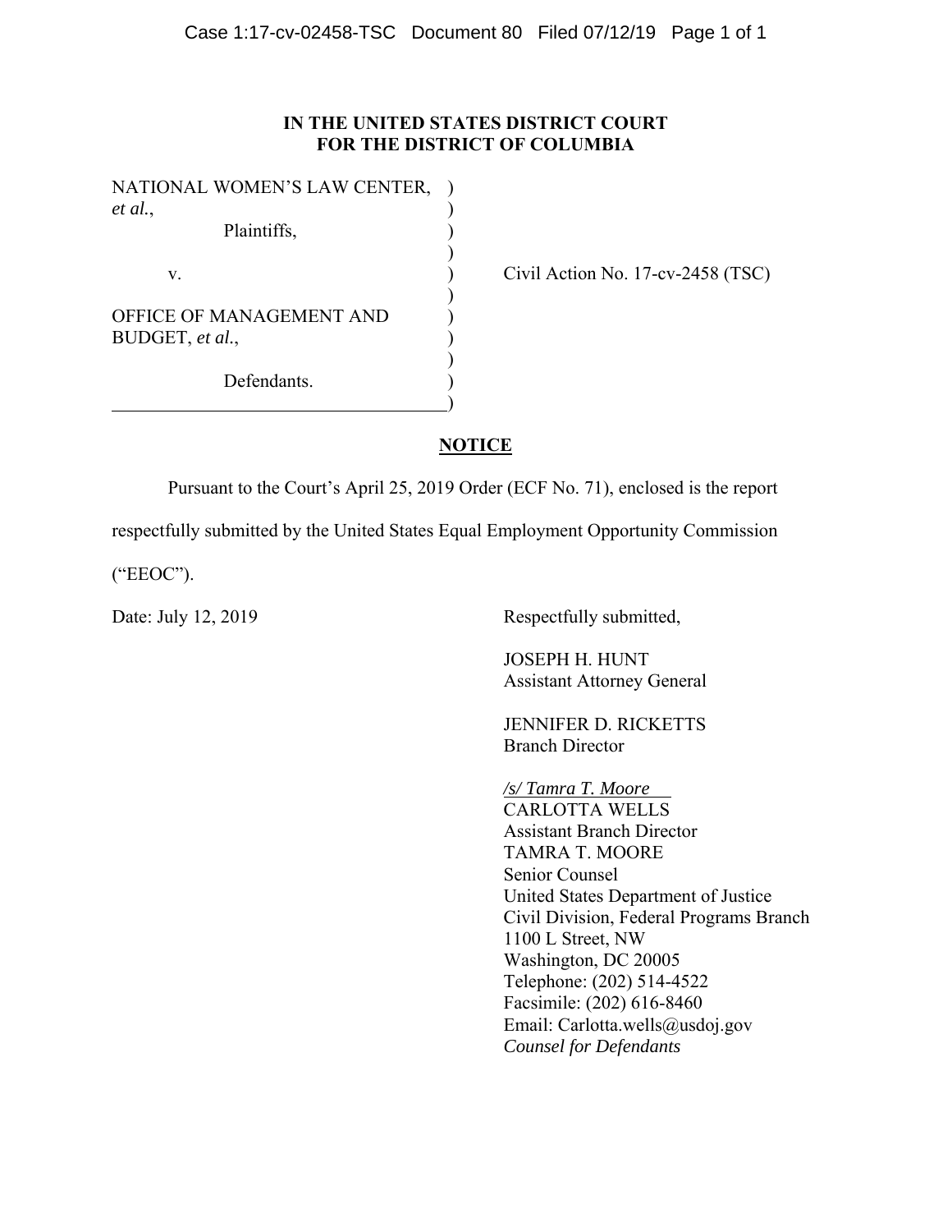**IN THE UNITED STATES DISTRICT COURT**
**FOR THE DISTRICT OF COLUMBIA**

NATIONAL WOMEN'S LAW CENTER, *et al.*,

Plaintiffs,

v.

OFFICE OF MANAGEMENT AND BUDGET, *et al.*,

Defendants.

Civil Action No. 17-cv-2458 (TSC)

**NOTICE**

Pursuant to the Court's April 25, 2019 Order (ECF No. 71), enclosed is the report respectfully submitted by the United States Equal Employment Opportunity Commission ("EEOC").

Date: July 12, 2019

Respectfully submitted,

JOSEPH H. HUNT
Assistant Attorney General

JENNIFER D. RICKETTS
Branch Director

*/s/ Tamra T. Moore*
CARLOTTA WELLS
Assistant Branch Director
TAMRA T. MOORE
Senior Counsel
United States Department of Justice
Civil Division, Federal Programs Branch
1100 L Street, NW
Washington, DC 20005
Telephone: (202) 514-4522
Facsimile: (202) 616-8460
Email: Carlotta.wells@usdoj.gov
*Counsel for Defendants*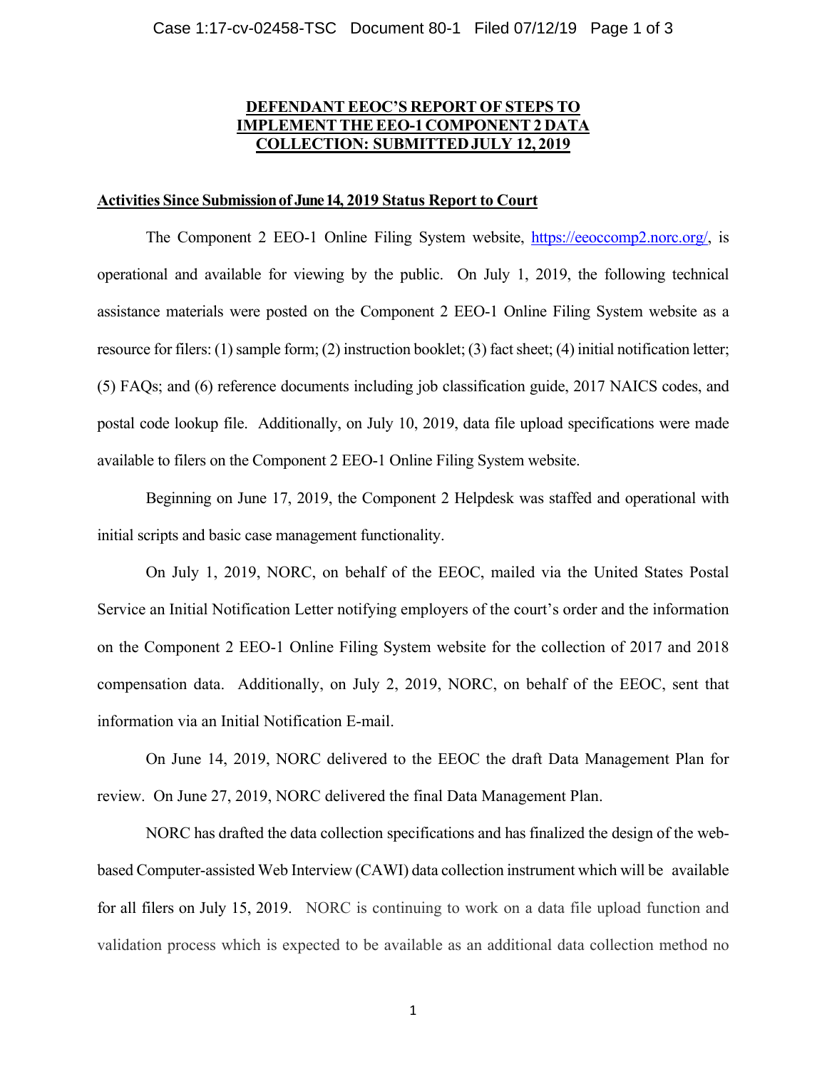## DEFENDANT EEOC'S REPORT OF STEPS TO IMPLEMENT THE EEO-1 COMPONENT 2 DATA COLLECTION: SUBMITTED JULY 12, 2019

### Activities Since Submission of June 14, 2019 Status Report to Court

The Component 2 EEO-1 Online Filing System website, https://eeoccomp2.norc.org/, is operational and available for viewing by the public. On July 1, 2019, the following technical assistance materials were posted on the Component 2 EEO-1 Online Filing System website as a resource for filers: (1) sample form; (2) instruction booklet; (3) fact sheet; (4) initial notification letter; (5) FAQs; and (6) reference documents including job classification guide, 2017 NAICS codes, and postal code lookup file. Additionally, on July 10, 2019, data file upload specifications were made available to filers on the Component 2 EEO-1 Online Filing System website.

Beginning on June 17, 2019, the Component 2 Helpdesk was staffed and operational with initial scripts and basic case management functionality.

On July 1, 2019, NORC, on behalf of the EEOC, mailed via the United States Postal Service an Initial Notification Letter notifying employers of the court's order and the information on the Component 2 EEO-1 Online Filing System website for the collection of 2017 and 2018 compensation data. Additionally, on July 2, 2019, NORC, on behalf of the EEOC, sent that information via an Initial Notification E-mail.

On June 14, 2019, NORC delivered to the EEOC the draft Data Management Plan for review. On June 27, 2019, NORC delivered the final Data Management Plan.

NORC has drafted the data collection specifications and has finalized the design of the web-based Computer-assisted Web Interview (CAWI) data collection instrument which will be available for all filers on July 15, 2019. NORC is continuing to work on a data file upload function and validation process which is expected to be available as an additional data collection method no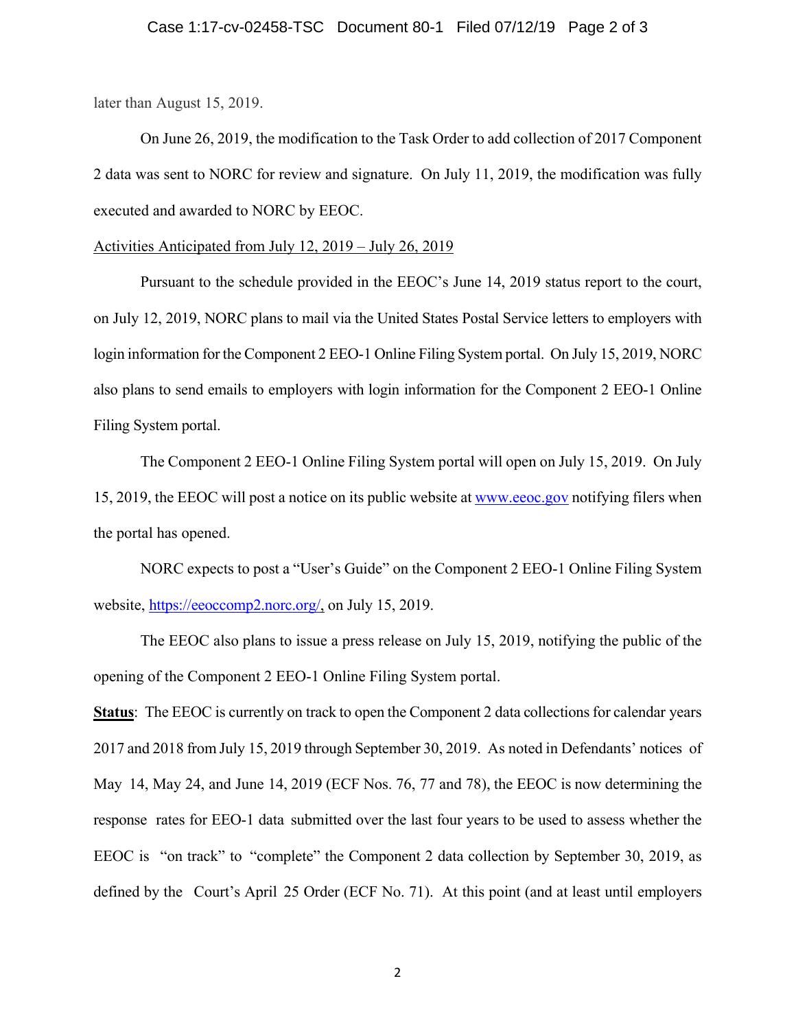later than August 15, 2019.

On June 26, 2019, the modification to the Task Order to add collection of 2017 Component 2 data was sent to NORC for review and signature. On July 11, 2019, the modification was fully executed and awarded to NORC by EEOC.

Activities Anticipated from July 12, 2019 – July 26, 2019

Pursuant to the schedule provided in the EEOC's June 14, 2019 status report to the court, on July 12, 2019, NORC plans to mail via the United States Postal Service letters to employers with login information for the Component 2 EEO-1 Online Filing System portal. On July 15, 2019, NORC also plans to send emails to employers with login information for the Component 2 EEO-1 Online Filing System portal.

The Component 2 EEO-1 Online Filing System portal will open on July 15, 2019. On July 15, 2019, the EEOC will post a notice on its public website at www.eeoc.gov notifying filers when the portal has opened.

NORC expects to post a "User's Guide" on the Component 2 EEO-1 Online Filing System website, https://eeoccomp2.norc.org/, on July 15, 2019.

The EEOC also plans to issue a press release on July 15, 2019, notifying the public of the opening of the Component 2 EEO-1 Online Filing System portal.

**Status**: The EEOC is currently on track to open the Component 2 data collections for calendar years 2017 and 2018 from July 15, 2019 through September 30, 2019. As noted in Defendants' notices of May 14, May 24, and June 14, 2019 (ECF Nos. 76, 77 and 78), the EEOC is now determining the response rates for EEO-1 data submitted over the last four years to be used to assess whether the EEOC is "on track" to "complete" the Component 2 data collection by September 30, 2019, as defined by the Court's April 25 Order (ECF No. 71). At this point (and at least until employers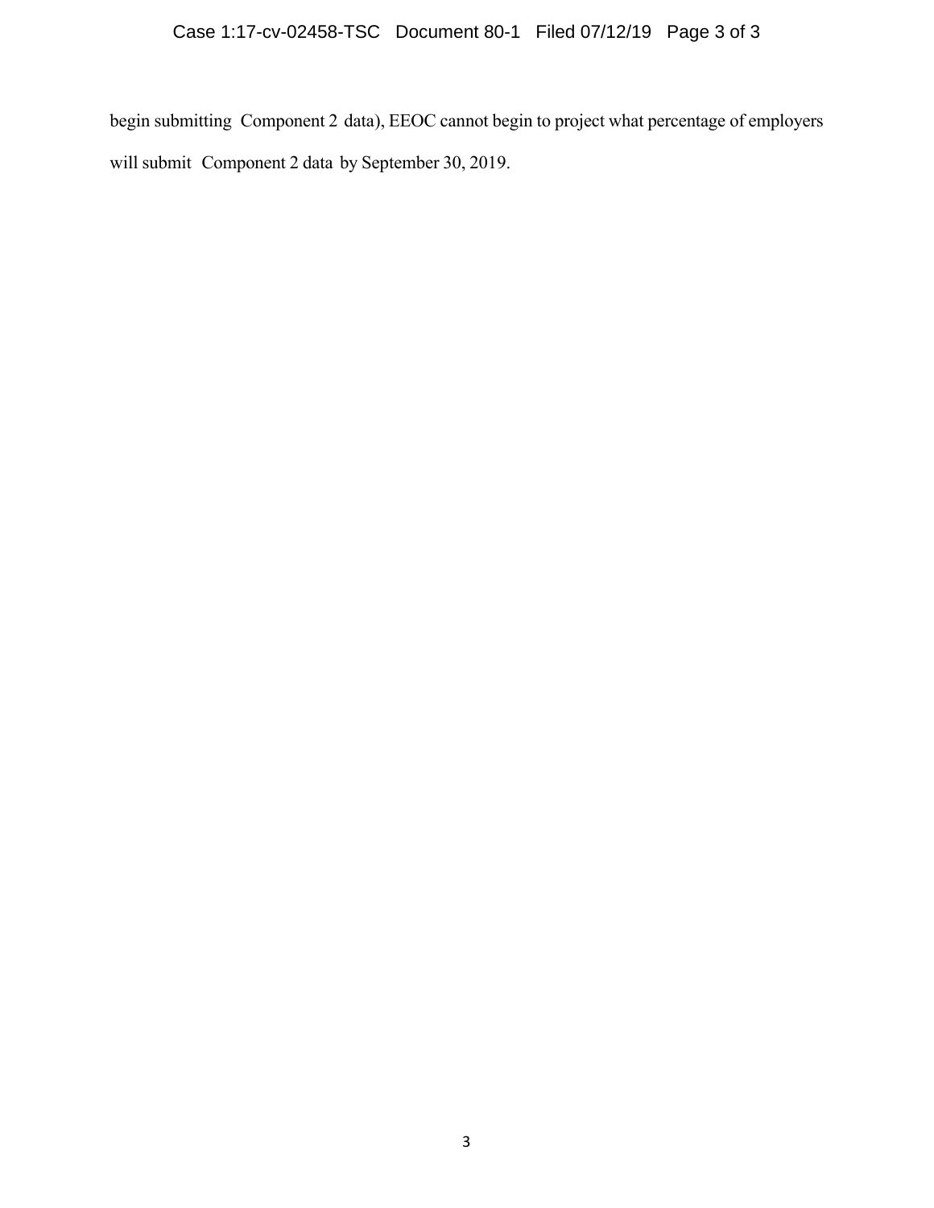begin submitting Component 2 data), EEOC cannot begin to project what percentage of employers will submit Component 2 data by September 30, 2019.